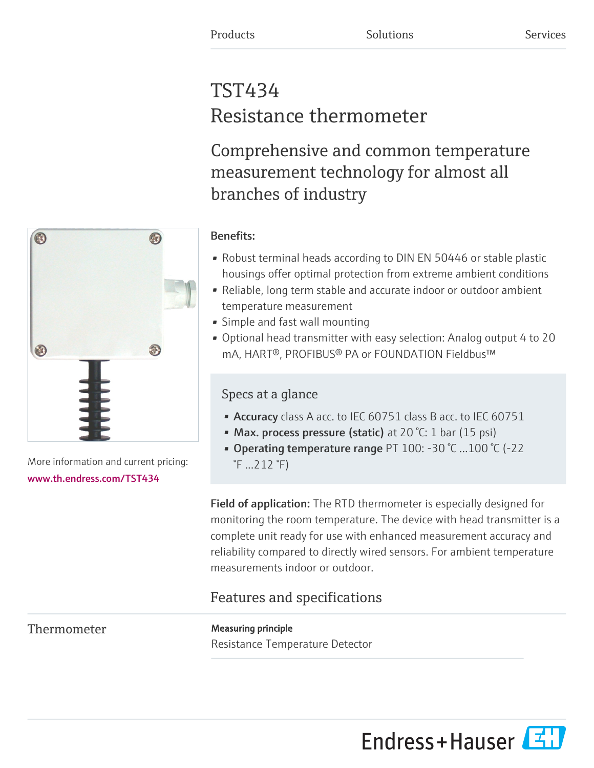Products Solutions Services

# TST434
Resistance thermometer

## Comprehensive and common temperature measurement technology for almost all branches of industry

More information and current pricing:
www.th.endress.com/TST434

**Benefits:**

- Robust terminal heads according to DIN EN 50446 or stable plastic housings offer optimal protection from extreme ambient conditions
- Reliable, long term stable and accurate indoor or outdoor ambient temperature measurement
- Simple and fast wall mounting
- Optional head transmitter with easy selection: Analog output 4 to 20 mA, HART®, PROFIBUS® PA or FOUNDATION Fieldbus™

### Specs at a glance

- **Accuracy** class A acc. to IEC 60751 class B acc. to IEC 60751
- **Max. process pressure (static)** at 20 °C: 1 bar (15 psi)
- **Operating temperature range** PT 100: -30 °C ...100 °C (-22 °F ...212 °F)

**Field of application:** The RTD thermometer is especially designed for monitoring the room temperature. The device with head transmitter is a complete unit ready for use with enhanced measurement accuracy and reliability compared to directly wired sensors. For ambient temperature measurements indoor or outdoor.

## Features and specifications

### Thermometer

**Measuring principle**
Resistance Temperature Detector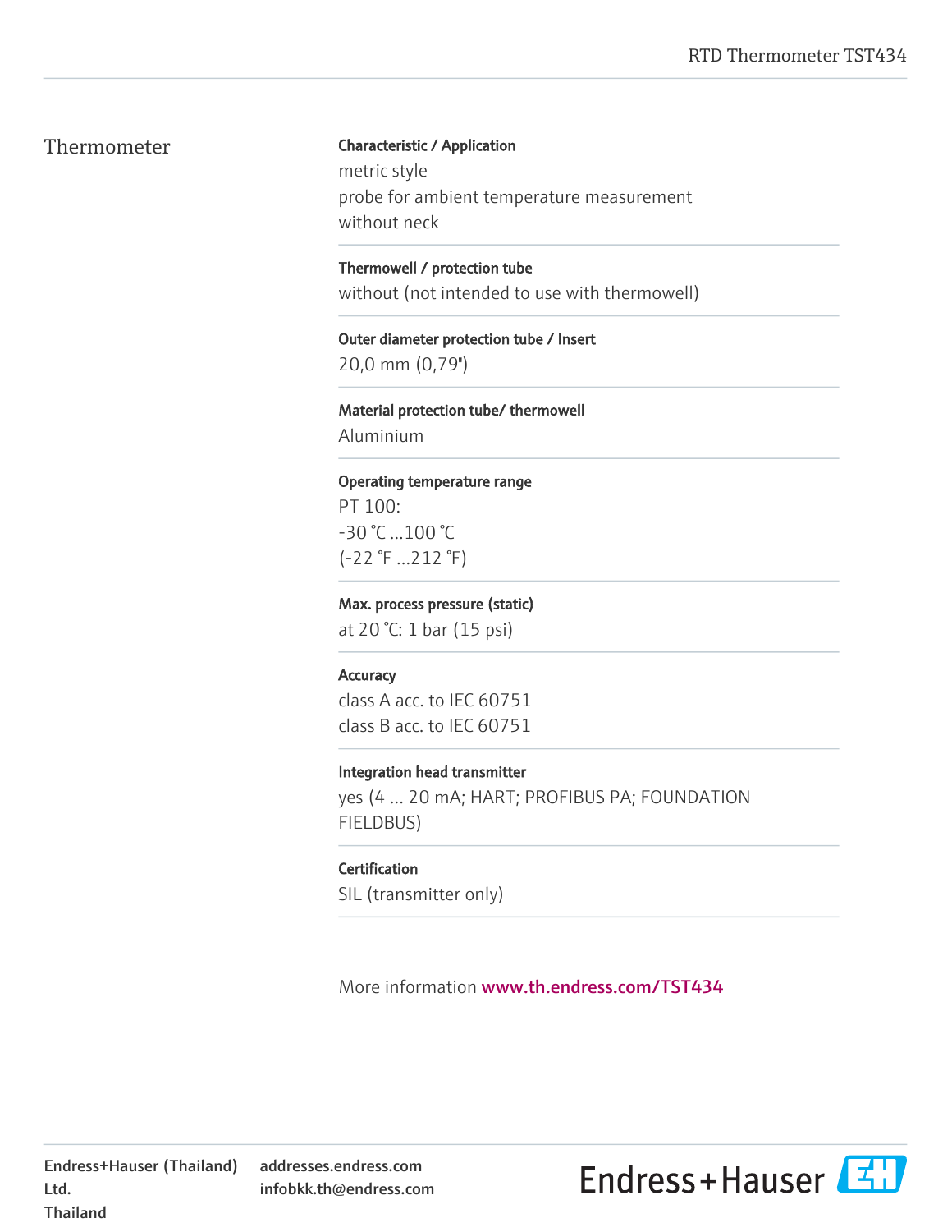## Thermometer

**Characteristic / Application**

metric style
probe for ambient temperature measurement
without neck

**Thermowell / protection tube**

without (not intended to use with thermowell)

**Outer diameter protection tube / Insert**

20,0 mm (0,79")

**Material protection tube/ thermowell**

Aluminium

**Operating temperature range**

PT 100:
-30 °C ...100 °C
(-22 °F ...212 °F)

**Max. process pressure (static)**

at 20 °C: 1 bar (15 psi)

**Accuracy**

class A acc. to IEC 60751
class B acc. to IEC 60751

**Integration head transmitter**

yes (4 ... 20 mA; HART; PROFIBUS PA; FOUNDATION FIELDBUS)

**Certification**

SIL (transmitter only)

More information **www.th.endress.com/TST434**

Endress+Hauser (Thailand) Ltd.
Thailand

addresses.endress.com
infobkk.th@endress.com

Endress+Hauser